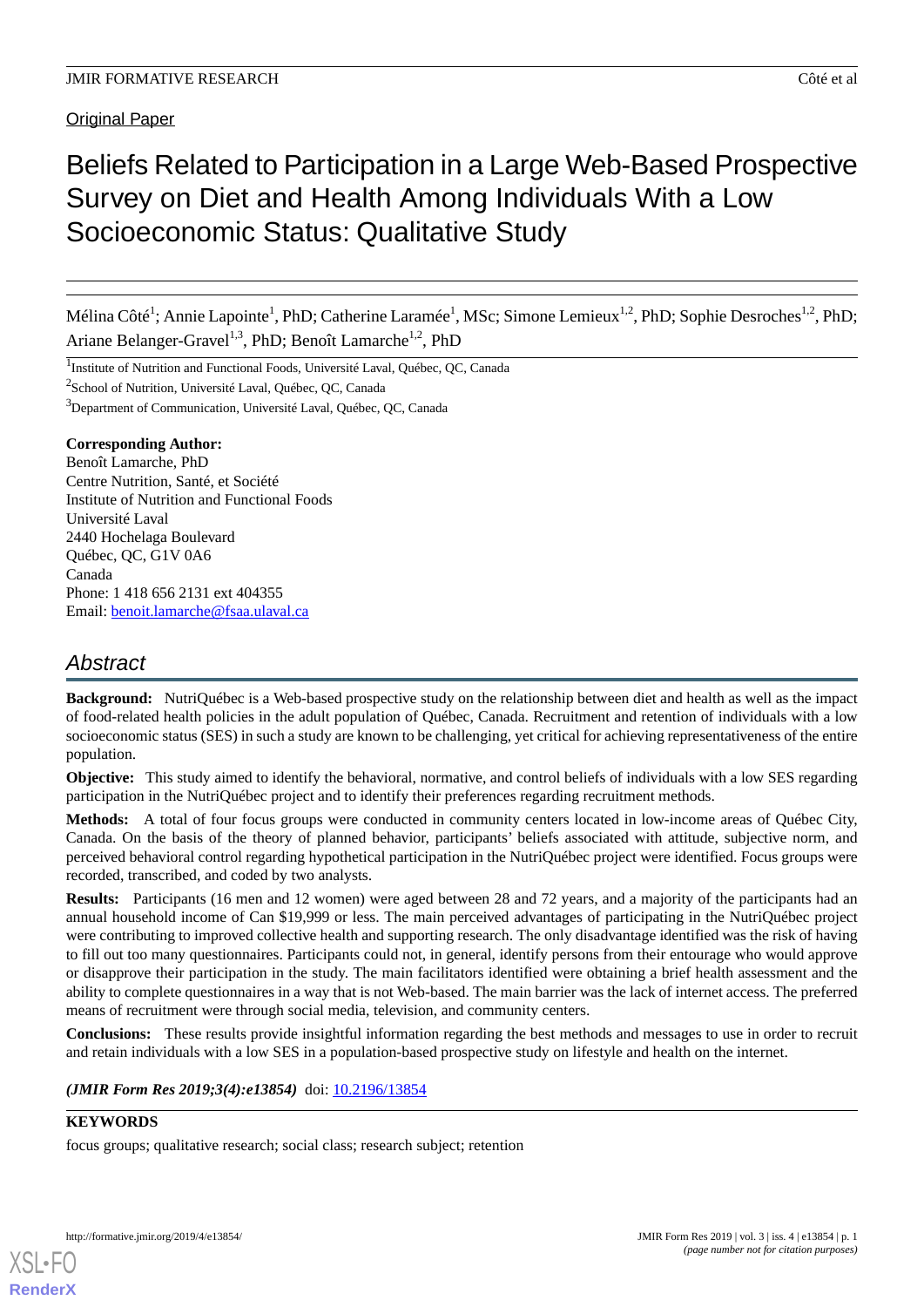Original Paper

# Beliefs Related to Participation in a Large Web-Based Prospective Survey on Diet and Health Among Individuals With a Low Socioeconomic Status: Qualitative Study

Mélina Côté[1]; Annie Lapointe[1], PhD; Catherine Laramée[1], MSc; Simone Lemieux[1,2], PhD; Sophie Desroches[1,2], PhD; Ariane Belanger-Gravel[1,3], PhD; Benoît Lamarche[1,2], PhD

[1]Institute of Nutrition and Functional Foods, Université Laval, Québec, QC, Canada

[2]School of Nutrition, Université Laval, Québec, QC, Canada

[3]Department of Communication, Université Laval, Québec, QC, Canada

**Corresponding Author:**
Benoît Lamarche, PhD
Centre Nutrition, Santé, et Société
Institute of Nutrition and Functional Foods
Université Laval
2440 Hochelaga Boulevard
Québec, QC, G1V 0A6
Canada
Phone: 1 418 656 2131 ext 404355
Email: benoit.lamarche@fsaa.ulaval.ca

## Abstract

**Background:** NutriQuébec is a Web-based prospective study on the relationship between diet and health as well as the impact of food-related health policies in the adult population of Québec, Canada. Recruitment and retention of individuals with a low socioeconomic status (SES) in such a study are known to be challenging, yet critical for achieving representativeness of the entire population.

**Objective:** This study aimed to identify the behavioral, normative, and control beliefs of individuals with a low SES regarding participation in the NutriQuébec project and to identify their preferences regarding recruitment methods.

**Methods:** A total of four focus groups were conducted in community centers located in low-income areas of Québec City, Canada. On the basis of the theory of planned behavior, participants' beliefs associated with attitude, subjective norm, and perceived behavioral control regarding hypothetical participation in the NutriQuébec project were identified. Focus groups were recorded, transcribed, and coded by two analysts.

**Results:** Participants (16 men and 12 women) were aged between 28 and 72 years, and a majority of the participants had an annual household income of Can $19,999 or less. The main perceived advantages of participating in the NutriQuébec project were contributing to improved collective health and supporting research. The only disadvantage identified was the risk of having to fill out too many questionnaires. Participants could not, in general, identify persons from their entourage who would approve or disapprove their participation in the study. The main facilitators identified were obtaining a brief health assessment and the ability to complete questionnaires in a way that is not Web-based. The main barrier was the lack of internet access. The preferred means of recruitment were through social media, television, and community centers.

**Conclusions:** These results provide insightful information regarding the best methods and messages to use in order to recruit and retain individuals with a low SES in a population-based prospective study on lifestyle and health on the internet.

***(JMIR Form Res 2019;3(4):e13854)*** doi: 10.2196/13854

**KEYWORDS**

focus groups; qualitative research; social class; research subject; retention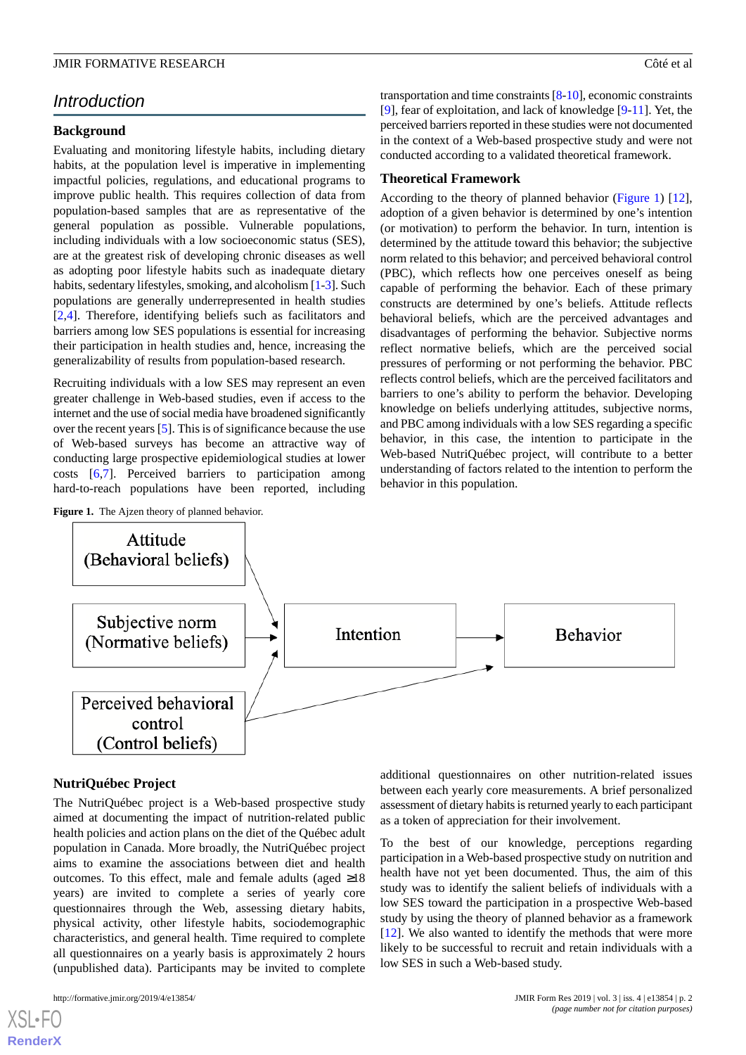## Introduction

### Background

Evaluating and monitoring lifestyle habits, including dietary habits, at the population level is imperative in implementing impactful policies, regulations, and educational programs to improve public health. This requires collection of data from population-based samples that are as representative of the general population as possible. Vulnerable populations, including individuals with a low socioeconomic status (SES), are at the greatest risk of developing chronic diseases as well as adopting poor lifestyle habits such as inadequate dietary habits, sedentary lifestyles, smoking, and alcoholism [1-3]. Such populations are generally underrepresented in health studies [2,4]. Therefore, identifying beliefs such as facilitators and barriers among low SES populations is essential for increasing their participation in health studies and, hence, increasing the generalizability of results from population-based research.

Recruiting individuals with a low SES may represent an even greater challenge in Web-based studies, even if access to the internet and the use of social media have broadened significantly over the recent years [5]. This is of significance because the use of Web-based surveys has become an attractive way of conducting large prospective epidemiological studies at lower costs [6,7]. Perceived barriers to participation among hard-to-reach populations have been reported, including transportation and time constraints [8-10], economic constraints [9], fear of exploitation, and lack of knowledge [9-11]. Yet, the perceived barriers reported in these studies were not documented in the context of a Web-based prospective study and were not conducted according to a validated theoretical framework.

### Theoretical Framework

According to the theory of planned behavior (Figure 1) [12], adoption of a given behavior is determined by one's intention (or motivation) to perform the behavior. In turn, intention is determined by the attitude toward this behavior; the subjective norm related to this behavior; and perceived behavioral control (PBC), which reflects how one perceives oneself as being capable of performing the behavior. Each of these primary constructs are determined by one's beliefs. Attitude reflects behavioral beliefs, which are the perceived advantages and disadvantages of performing the behavior. Subjective norms reflect normative beliefs, which are the perceived social pressures of performing or not performing the behavior. PBC reflects control beliefs, which are the perceived facilitators and barriers to one's ability to perform the behavior. Developing knowledge on beliefs underlying attitudes, subjective norms, and PBC among individuals with a low SES regarding a specific behavior, in this case, the intention to participate in the Web-based NutriQuébec project, will contribute to a better understanding of factors related to the intention to perform the behavior in this population.

**Figure 1.** The Ajzen theory of planned behavior.

Attitude (Behavioral beliefs) → Intention
Subjective norm (Normative beliefs) → Intention
Perceived behavioral control (Control beliefs) → Intention
Perceived behavioral control (Control beliefs) → Behavior
Intention → Behavior

### NutriQuébec Project

The NutriQuébec project is a Web-based prospective study aimed at documenting the impact of nutrition-related public health policies and action plans on the diet of the Québec adult population in Canada. More broadly, the NutriQuébec project aims to examine the associations between diet and health outcomes. To this effect, male and female adults (aged ≥18 years) are invited to complete a series of yearly core questionnaires through the Web, assessing dietary habits, physical activity, other lifestyle habits, sociodemographic characteristics, and general health. Time required to complete all questionnaires on a yearly basis is approximately 2 hours (unpublished data). Participants may be invited to complete additional questionnaires on other nutrition-related issues between each yearly core measurements. A brief personalized assessment of dietary habits is returned yearly to each participant as a token of appreciation for their involvement.

To the best of our knowledge, perceptions regarding participation in a Web-based prospective study on nutrition and health have not yet been documented. Thus, the aim of this study was to identify the salient beliefs of individuals with a low SES toward the participation in a prospective Web-based study by using the theory of planned behavior as a framework [12]. We also wanted to identify the methods that were more likely to be successful to recruit and retain individuals with a low SES in such a Web-based study.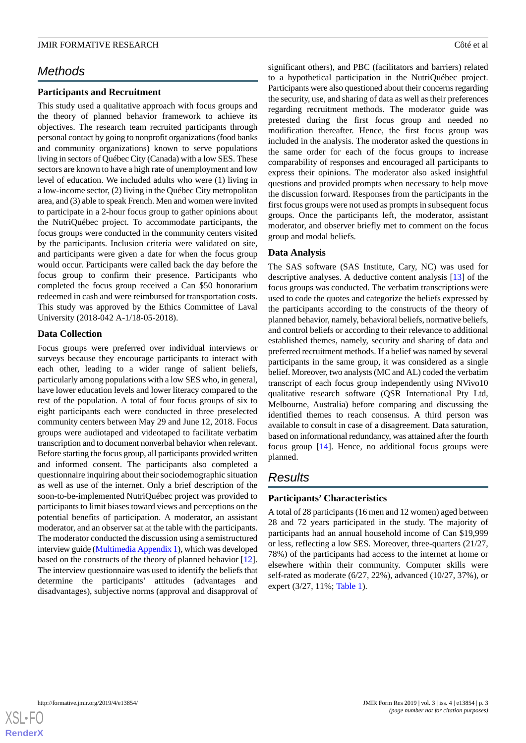## Methods

### Participants and Recruitment

This study used a qualitative approach with focus groups and the theory of planned behavior framework to achieve its objectives. The research team recruited participants through personal contact by going to nonprofit organizations (food banks and community organizations) known to serve populations living in sectors of Québec City (Canada) with a low SES. These sectors are known to have a high rate of unemployment and low level of education. We included adults who were (1) living in a low-income sector, (2) living in the Québec City metropolitan area, and (3) able to speak French. Men and women were invited to participate in a 2-hour focus group to gather opinions about the NutriQuébec project. To accommodate participants, the focus groups were conducted in the community centers visited by the participants. Inclusion criteria were validated on site, and participants were given a date for when the focus group would occur. Participants were called back the day before the focus group to confirm their presence. Participants who completed the focus group received a Can $50 honorarium redeemed in cash and were reimbursed for transportation costs. This study was approved by the Ethics Committee of Laval University (2018-042 A-1/18-05-2018).

### Data Collection

Focus groups were preferred over individual interviews or surveys because they encourage participants to interact with each other, leading to a wider range of salient beliefs, particularly among populations with a low SES who, in general, have lower education levels and lower literacy compared to the rest of the population. A total of four focus groups of six to eight participants each were conducted in three preselected community centers between May 29 and June 12, 2018. Focus groups were audiotaped and videotaped to facilitate verbatim transcription and to document nonverbal behavior when relevant. Before starting the focus group, all participants provided written and informed consent. The participants also completed a questionnaire inquiring about their sociodemographic situation as well as use of the internet. Only a brief description of the soon-to-be-implemented NutriQuébec project was provided to participants to limit biases toward views and perceptions on the potential benefits of participation. A moderator, an assistant moderator, and an observer sat at the table with the participants. The moderator conducted the discussion using a semistructured interview guide (Multimedia Appendix 1), which was developed based on the constructs of the theory of planned behavior [12]. The interview questionnaire was used to identify the beliefs that determine the participants' attitudes (advantages and disadvantages), subjective norms (approval and disapproval of significant others), and PBC (facilitators and barriers) related to a hypothetical participation in the NutriQuébec project. Participants were also questioned about their concerns regarding the security, use, and sharing of data as well as their preferences regarding recruitment methods. The moderator guide was pretested during the first focus group and needed no modification thereafter. Hence, the first focus group was included in the analysis. The moderator asked the questions in the same order for each of the focus groups to increase comparability of responses and encouraged all participants to express their opinions. The moderator also asked insightful questions and provided prompts when necessary to help move the discussion forward. Responses from the participants in the first focus groups were not used as prompts in subsequent focus groups. Once the participants left, the moderator, assistant moderator, and observer briefly met to comment on the focus group and modal beliefs.

### Data Analysis

The SAS software (SAS Institute, Cary, NC) was used for descriptive analyses. A deductive content analysis [13] of the focus groups was conducted. The verbatim transcriptions were used to code the quotes and categorize the beliefs expressed by the participants according to the constructs of the theory of planned behavior, namely, behavioral beliefs, normative beliefs, and control beliefs or according to their relevance to additional established themes, namely, security and sharing of data and preferred recruitment methods. If a belief was named by several participants in the same group, it was considered as a single belief. Moreover, two analysts (MC and AL) coded the verbatim transcript of each focus group independently using NVivo10 qualitative research software (QSR International Pty Ltd, Melbourne, Australia) before comparing and discussing the identified themes to reach consensus. A third person was available to consult in case of a disagreement. Data saturation, based on informational redundancy, was attained after the fourth focus group [14]. Hence, no additional focus groups were planned.

## Results

### Participants' Characteristics

A total of 28 participants (16 men and 12 women) aged between 28 and 72 years participated in the study. The majority of participants had an annual household income of Can $19,999 or less, reflecting a low SES. Moreover, three-quarters (21/27, 78%) of the participants had access to the internet at home or elsewhere within their community. Computer skills were self-rated as moderate (6/27, 22%), advanced (10/27, 37%), or expert (3/27, 11%; Table 1).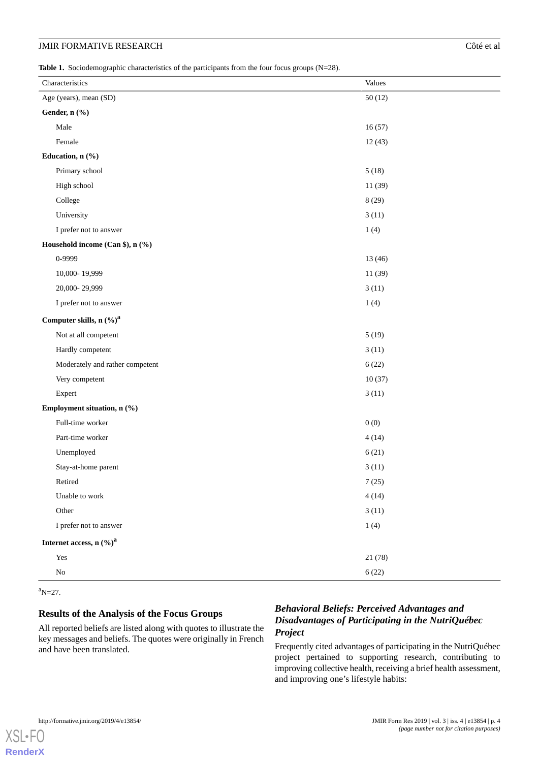**Table 1.** Sociodemographic characteristics of the participants from the four focus groups (N=28).

| Characteristics | Values |
|---|---|
| Age (years), mean (SD) | 50 (12) |
| **Gender, n (%)** | |
| Male | 16 (57) |
| Female | 12 (43) |
| **Education, n (%)** | |
| Primary school | 5 (18) |
| High school | 11 (39) |
| College | 8 (29) |
| University | 3 (11) |
| I prefer not to answer | 1 (4) |
| **Household income (Can $), n (%)** | |
| 0-9999 | 13 (46) |
| 10,000- 19,999 | 11 (39) |
| 20,000- 29,999 | 3 (11) |
| I prefer not to answer | 1 (4) |
| **Computer skills, n (%)[a]** | |
| Not at all competent | 5 (19) |
| Hardly competent | 3 (11) |
| Moderately and rather competent | 6 (22) |
| Very competent | 10 (37) |
| Expert | 3 (11) |
| **Employment situation, n (%)** | |
| Full-time worker | 0 (0) |
| Part-time worker | 4 (14) |
| Unemployed | 6 (21) |
| Stay-at-home parent | 3 (11) |
| Retired | 7 (25) |
| Unable to work | 4 (14) |
| Other | 3 (11) |
| I prefer not to answer | 1 (4) |
| **Internet access, n (%)[a]** | |
| Yes | 21 (78) |
| No | 6 (22) |

[a]N=27.

## Results of the Analysis of the Focus Groups

All reported beliefs are listed along with quotes to illustrate the key messages and beliefs. The quotes were originally in French and have been translated.

### *Behavioral Beliefs: Perceived Advantages and Disadvantages of Participating in the NutriQuébec Project*

Frequently cited advantages of participating in the NutriQuébec project pertained to supporting research, contributing to improving collective health, receiving a brief health assessment, and improving one's lifestyle habits: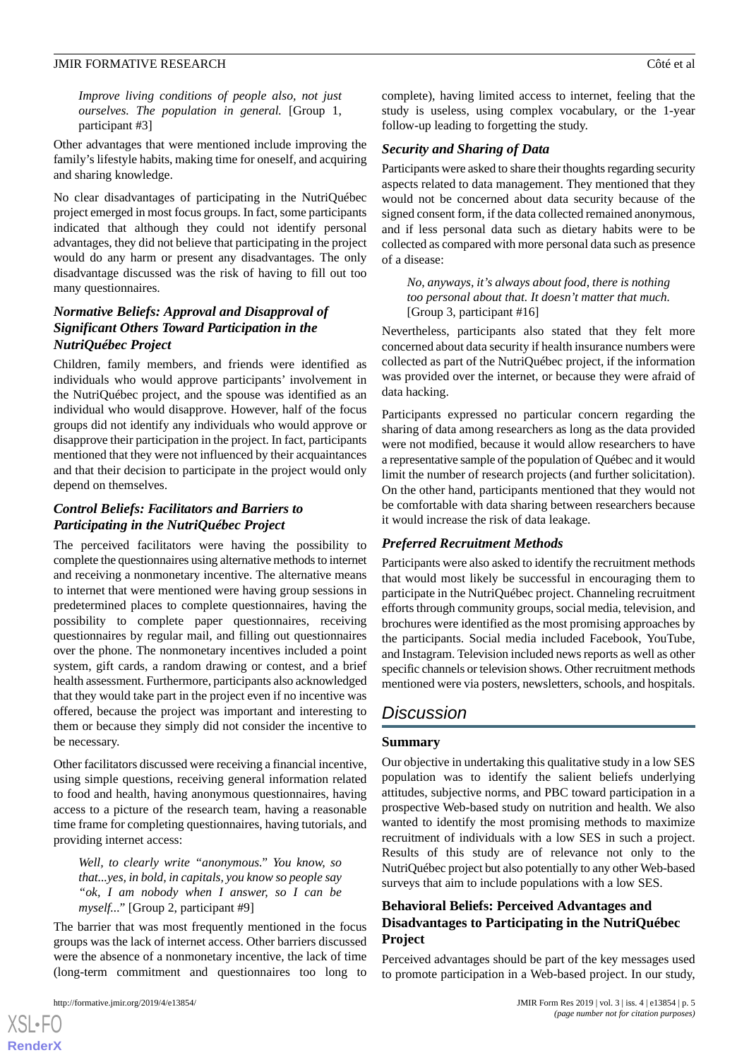*Improve living conditions of people also, not just ourselves. The population in general.* [Group 1, participant #3]

Other advantages that were mentioned include improving the family's lifestyle habits, making time for oneself, and acquiring and sharing knowledge.

No clear disadvantages of participating in the NutriQuébec project emerged in most focus groups. In fact, some participants indicated that although they could not identify personal advantages, they did not believe that participating in the project would do any harm or present any disadvantages. The only disadvantage discussed was the risk of having to fill out too many questionnaires.

### Normative Beliefs: Approval and Disapproval of Significant Others Toward Participation in the NutriQuébec Project

Children, family members, and friends were identified as individuals who would approve participants' involvement in the NutriQuébec project, and the spouse was identified as an individual who would disapprove. However, half of the focus groups did not identify any individuals who would approve or disapprove their participation in the project. In fact, participants mentioned that they were not influenced by their acquaintances and that their decision to participate in the project would only depend on themselves.

### Control Beliefs: Facilitators and Barriers to Participating in the NutriQuébec Project

The perceived facilitators were having the possibility to complete the questionnaires using alternative methods to internet and receiving a nonmonetary incentive. The alternative means to internet that were mentioned were having group sessions in predetermined places to complete questionnaires, having the possibility to complete paper questionnaires, receiving questionnaires by regular mail, and filling out questionnaires over the phone. The nonmonetary incentives included a point system, gift cards, a random drawing or contest, and a brief health assessment. Furthermore, participants also acknowledged that they would take part in the project even if no incentive was offered, because the project was important and interesting to them or because they simply did not consider the incentive to be necessary.

Other facilitators discussed were receiving a financial incentive, using simple questions, receiving general information related to food and health, having anonymous questionnaires, having access to a picture of the research team, having a reasonable time frame for completing questionnaires, having tutorials, and providing internet access:

> *Well, to clearly write "anonymous." You know, so that...yes, in bold, in capitals, you know so people say "ok, I am nobody when I answer, so I can be myself..."* [Group 2, participant #9]

The barrier that was most frequently mentioned in the focus groups was the lack of internet access. Other barriers discussed were the absence of a nonmonetary incentive, the lack of time (long-term commitment and questionnaires too long to complete), having limited access to internet, feeling that the study is useless, using complex vocabulary, or the 1-year follow-up leading to forgetting the study.

### Security and Sharing of Data

Participants were asked to share their thoughts regarding security aspects related to data management. They mentioned that they would not be concerned about data security because of the signed consent form, if the data collected remained anonymous, and if less personal data such as dietary habits were to be collected as compared with more personal data such as presence of a disease:

> *No, anyways, it's always about food, there is nothing too personal about that. It doesn't matter that much.* [Group 3, participant #16]

Nevertheless, participants also stated that they felt more concerned about data security if health insurance numbers were collected as part of the NutriQuébec project, if the information was provided over the internet, or because they were afraid of data hacking.

Participants expressed no particular concern regarding the sharing of data among researchers as long as the data provided were not modified, because it would allow researchers to have a representative sample of the population of Québec and it would limit the number of research projects (and further solicitation). On the other hand, participants mentioned that they would not be comfortable with data sharing between researchers because it would increase the risk of data leakage.

### Preferred Recruitment Methods

Participants were also asked to identify the recruitment methods that would most likely be successful in encouraging them to participate in the NutriQuébec project. Channeling recruitment efforts through community groups, social media, television, and brochures were identified as the most promising approaches by the participants. Social media included Facebook, YouTube, and Instagram. Television included news reports as well as other specific channels or television shows. Other recruitment methods mentioned were via posters, newsletters, schools, and hospitals.

## Discussion

### Summary

Our objective in undertaking this qualitative study in a low SES population was to identify the salient beliefs underlying attitudes, subjective norms, and PBC toward participation in a prospective Web-based study on nutrition and health. We also wanted to identify the most promising methods to maximize recruitment of individuals with a low SES in such a project. Results of this study are of relevance not only to the NutriQuébec project but also potentially to any other Web-based surveys that aim to include populations with a low SES.

### Behavioral Beliefs: Perceived Advantages and Disadvantages to Participating in the NutriQuébec Project

Perceived advantages should be part of the key messages used to promote participation in a Web-based project. In our study,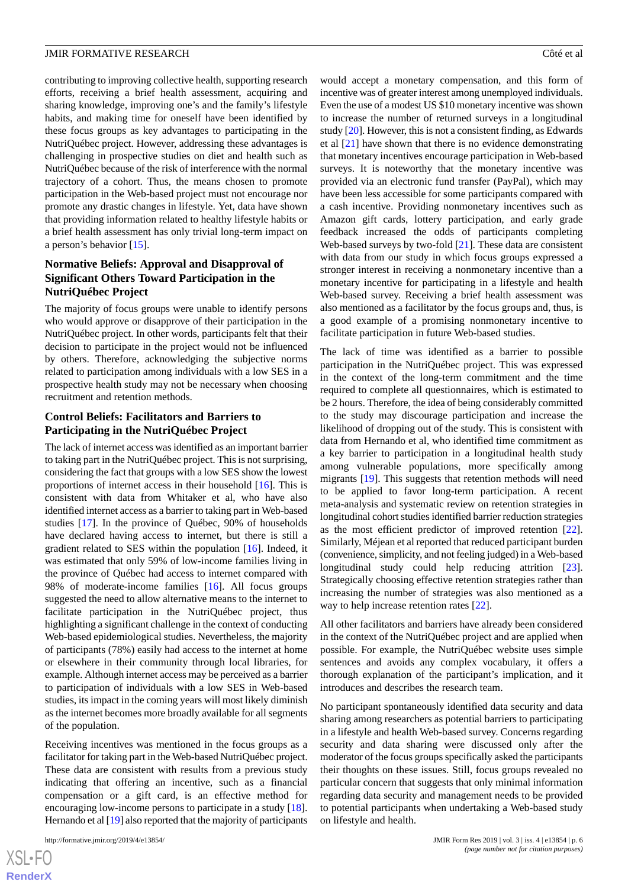contributing to improving collective health, supporting research efforts, receiving a brief health assessment, acquiring and sharing knowledge, improving one's and the family's lifestyle habits, and making time for oneself have been identified by these focus groups as key advantages to participating in the NutriQuébec project. However, addressing these advantages is challenging in prospective studies on diet and health such as NutriQuébec because of the risk of interference with the normal trajectory of a cohort. Thus, the means chosen to promote participation in the Web-based project must not encourage nor promote any drastic changes in lifestyle. Yet, data have shown that providing information related to healthy lifestyle habits or a brief health assessment has only trivial long-term impact on a person's behavior [15].

### Normative Beliefs: Approval and Disapproval of Significant Others Toward Participation in the NutriQuébec Project

The majority of focus groups were unable to identify persons who would approve or disapprove of their participation in the NutriQuébec project. In other words, participants felt that their decision to participate in the project would not be influenced by others. Therefore, acknowledging the subjective norms related to participation among individuals with a low SES in a prospective health study may not be necessary when choosing recruitment and retention methods.

### Control Beliefs: Facilitators and Barriers to Participating in the NutriQuébec Project

The lack of internet access was identified as an important barrier to taking part in the NutriQuébec project. This is not surprising, considering the fact that groups with a low SES show the lowest proportions of internet access in their household [16]. This is consistent with data from Whitaker et al, who have also identified internet access as a barrier to taking part in Web-based studies [17]. In the province of Québec, 90% of households have declared having access to internet, but there is still a gradient related to SES within the population [16]. Indeed, it was estimated that only 59% of low-income families living in the province of Québec had access to internet compared with 98% of moderate-income families [16]. All focus groups suggested the need to allow alternative means to the internet to facilitate participation in the NutriQuébec project, thus highlighting a significant challenge in the context of conducting Web-based epidemiological studies. Nevertheless, the majority of participants (78%) easily had access to the internet at home or elsewhere in their community through local libraries, for example. Although internet access may be perceived as a barrier to participation of individuals with a low SES in Web-based studies, its impact in the coming years will most likely diminish as the internet becomes more broadly available for all segments of the population.

Receiving incentives was mentioned in the focus groups as a facilitator for taking part in the Web-based NutriQuébec project. These data are consistent with results from a previous study indicating that offering an incentive, such as a financial compensation or a gift card, is an effective method for encouraging low-income persons to participate in a study [18]. Hernando et al [19] also reported that the majority of participants would accept a monetary compensation, and this form of incentive was of greater interest among unemployed individuals. Even the use of a modest US $10 monetary incentive was shown to increase the number of returned surveys in a longitudinal study [20]. However, this is not a consistent finding, as Edwards et al [21] have shown that there is no evidence demonstrating that monetary incentives encourage participation in Web-based surveys. It is noteworthy that the monetary incentive was provided via an electronic fund transfer (PayPal), which may have been less accessible for some participants compared with a cash incentive. Providing nonmonetary incentives such as Amazon gift cards, lottery participation, and early grade feedback increased the odds of participants completing Web-based surveys by two-fold [21]. These data are consistent with data from our study in which focus groups expressed a stronger interest in receiving a nonmonetary incentive than a monetary incentive for participating in a lifestyle and health Web-based survey. Receiving a brief health assessment was also mentioned as a facilitator by the focus groups and, thus, is a good example of a promising nonmonetary incentive to facilitate participation in future Web-based studies.

The lack of time was identified as a barrier to possible participation in the NutriQuébec project. This was expressed in the context of the long-term commitment and the time required to complete all questionnaires, which is estimated to be 2 hours. Therefore, the idea of being considerably committed to the study may discourage participation and increase the likelihood of dropping out of the study. This is consistent with data from Hernando et al, who identified time commitment as a key barrier to participation in a longitudinal health study among vulnerable populations, more specifically among migrants [19]. This suggests that retention methods will need to be applied to favor long-term participation. A recent meta-analysis and systematic review on retention strategies in longitudinal cohort studies identified barrier reduction strategies as the most efficient predictor of improved retention [22]. Similarly, Méjean et al reported that reduced participant burden (convenience, simplicity, and not feeling judged) in a Web-based longitudinal study could help reducing attrition [23]. Strategically choosing effective retention strategies rather than increasing the number of strategies was also mentioned as a way to help increase retention rates [22].

All other facilitators and barriers have already been considered in the context of the NutriQuébec project and are applied when possible. For example, the NutriQuébec website uses simple sentences and avoids any complex vocabulary, it offers a thorough explanation of the participant's implication, and it introduces and describes the research team.

No participant spontaneously identified data security and data sharing among researchers as potential barriers to participating in a lifestyle and health Web-based survey. Concerns regarding security and data sharing were discussed only after the moderator of the focus groups specifically asked the participants their thoughts on these issues. Still, focus groups revealed no particular concern that suggests that only minimal information regarding data security and management needs to be provided to potential participants when undertaking a Web-based study on lifestyle and health.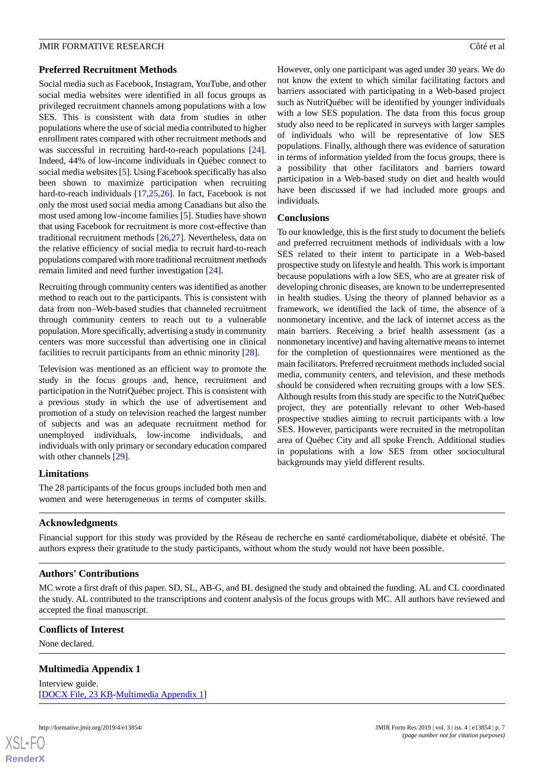### Preferred Recruitment Methods

Social media such as Facebook, Instagram, YouTube, and other social media websites were identified in all focus groups as privileged recruitment channels among populations with a low SES. This is consistent with data from studies in other populations where the use of social media contributed to higher enrollment rates compared with other recruitment methods and was successful in recruiting hard-to-reach populations [24]. Indeed, 44% of low-income individuals in Québec connect to social media websites [5]. Using Facebook specifically has also been shown to maximize participation when recruiting hard-to-reach individuals [17,25,26]. In fact, Facebook is not only the most used social media among Canadians but also the most used among low-income families [5]. Studies have shown that using Facebook for recruitment is more cost-effective than traditional recruitment methods [26,27]. Nevertheless, data on the relative efficiency of social media to recruit hard-to-reach populations compared with more traditional recruitment methods remain limited and need further investigation [24].

Recruiting through community centers was identified as another method to reach out to the participants. This is consistent with data from non–Web-based studies that channeled recruitment through community centers to reach out to a vulnerable population. More specifically, advertising a study in community centers was more successful than advertising one in clinical facilities to recruit participants from an ethnic minority [28].

Television was mentioned as an efficient way to promote the study in the focus groups and, hence, recruitment and participation in the NutriQuébec project. This is consistent with a previous study in which the use of advertisement and promotion of a study on television reached the largest number of subjects and was an adequate recruitment method for unemployed individuals, low-income individuals, and individuals with only primary or secondary education compared with other channels [29].

### Limitations

The 28 participants of the focus groups included both men and women and were heterogeneous in terms of computer skills. However, only one participant was aged under 30 years. We do not know the extent to which similar facilitating factors and barriers associated with participating in a Web-based project such as NutriQuébec will be identified by younger individuals with a low SES population. The data from this focus group study also need to be replicated in surveys with larger samples of individuals who will be representative of low SES populations. Finally, although there was evidence of saturation in terms of information yielded from the focus groups, there is a possibility that other facilitators and barriers toward participation in a Web-based study on diet and health would have been discussed if we had included more groups and individuals.

### Conclusions

To our knowledge, this is the first study to document the beliefs and preferred recruitment methods of individuals with a low SES related to their intent to participate in a Web-based prospective study on lifestyle and health. This work is important because populations with a low SES, who are at greater risk of developing chronic diseases, are known to be underrepresented in health studies. Using the theory of planned behavior as a framework, we identified the lack of time, the absence of a nonmonetary incentive, and the lack of internet access as the main barriers. Receiving a brief health assessment (as a nonmonetary incentive) and having alternative means to internet for the completion of questionnaires were mentioned as the main facilitators. Preferred recruitment methods included social media, community centers, and television, and these methods should be considered when recruiting groups with a low SES. Although results from this study are specific to the NutriQuébec project, they are potentially relevant to other Web-based prospective studies aiming to recruit participants with a low SES. However, participants were recruited in the metropolitan area of Québec City and all spoke French. Additional studies in populations with a low SES from other sociocultural backgrounds may yield different results.

## Acknowledgments

Financial support for this study was provided by the Réseau de recherche en santé cardiométabolique, diabète et obésité. The authors express their gratitude to the study participants, without whom the study would not have been possible.

## Authors' Contributions

MC wrote a first draft of this paper. SD, SL, AB-G, and BL designed the study and obtained the funding. AL and CL coordinated the study. AL contributed to the transcriptions and content analysis of the focus groups with MC. All authors have reviewed and accepted the final manuscript.

## Conflicts of Interest

None declared.

## Multimedia Appendix 1

Interview guide.
[DOCX File, 23 KB-Multimedia Appendix 1]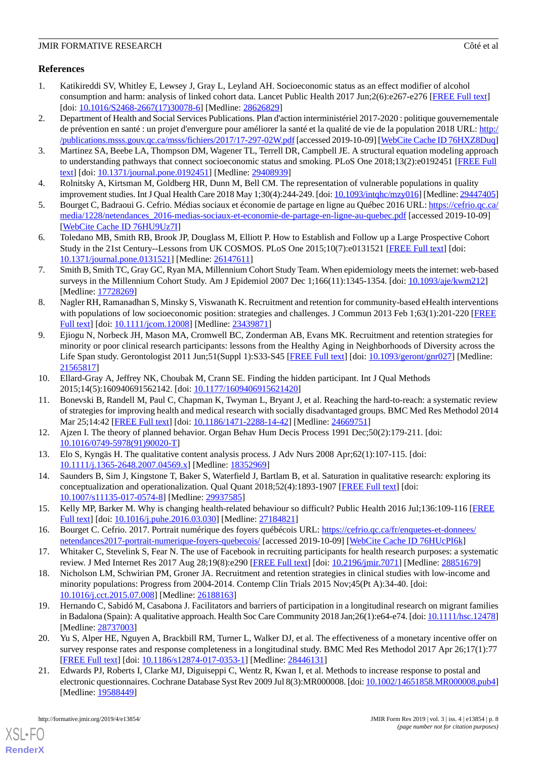## References

1. Katikireddi SV, Whitley E, Lewsey J, Gray L, Leyland AH. Socioeconomic status as an effect modifier of alcohol consumption and harm: analysis of linked cohort data. Lancet Public Health 2017 Jun;2(6):e267-e276 [FREE Full text] [doi: 10.1016/S2468-2667(17)30078-6] [Medline: 28626829]
2. Department of Health and Social Services Publications. Plan d'action interministériel 2017-2020 : politique gouvernementale de prévention en santé : un projet d'envergure pour améliorer la santé et la qualité de vie de la population 2018 URL: http://publications.msss.gouv.qc.ca/msss/fichiers/2017/17-297-02W.pdf [accessed 2019-10-09] [WebCite Cache ID 76HXZ8Duq]
3. Martinez SA, Beebe LA, Thompson DM, Wagener TL, Terrell DR, Campbell JE. A structural equation modeling approach to understanding pathways that connect socioeconomic status and smoking. PLoS One 2018;13(2):e0192451 [FREE Full text] [doi: 10.1371/journal.pone.0192451] [Medline: 29408939]
4. Rolnitsky A, Kirtsman M, Goldberg HR, Dunn M, Bell CM. The representation of vulnerable populations in quality improvement studies. Int J Qual Health Care 2018 May 1;30(4):244-249. [doi: 10.1093/intqhc/mzy016] [Medline: 29447405]
5. Bourget C, Badraoui G. Cefrio. Médias sociaux et économie de partage en ligne au Québec 2016 URL: https://cefrio.qc.ca/media/1228/netendances_2016-medias-sociaux-et-economie-de-partage-en-ligne-au-quebec.pdf [accessed 2019-10-09] [WebCite Cache ID 76HU9Uz7I]
6. Toledano MB, Smith RB, Brook JP, Douglass M, Elliott P. How to Establish and Follow up a Large Prospective Cohort Study in the 21st Century--Lessons from UK COSMOS. PLoS One 2015;10(7):e0131521 [FREE Full text] [doi: 10.1371/journal.pone.0131521] [Medline: 26147611]
7. Smith B, Smith TC, Gray GC, Ryan MA, Millennium Cohort Study Team. When epidemiology meets the internet: web-based surveys in the Millennium Cohort Study. Am J Epidemiol 2007 Dec 1;166(11):1345-1354. [doi: 10.1093/aje/kwm212] [Medline: 17728269]
8. Nagler RH, Ramanadhan S, Minsky S, Viswanath K. Recruitment and retention for community-based eHealth interventions with populations of low socioeconomic position: strategies and challenges. J Commun 2013 Feb 1;63(1):201-220 [FREE Full text] [doi: 10.1111/jcom.12008] [Medline: 23439871]
9. Ejiogu N, Norbeck JH, Mason MA, Cromwell BC, Zonderman AB, Evans MK. Recruitment and retention strategies for minority or poor clinical research participants: lessons from the Healthy Aging in Neighborhoods of Diversity across the Life Span study. Gerontologist 2011 Jun;51(Suppl 1):S33-S45 [FREE Full text] [doi: 10.1093/geront/gnr027] [Medline: 21565817]
10. Ellard-Gray A, Jeffrey NK, Choubak M, Crann SE. Finding the hidden participant. Int J Qual Methods 2015;14(5):160940691562142. [doi: 10.1177/1609406915621420]
11. Bonevski B, Randell M, Paul C, Chapman K, Twyman L, Bryant J, et al. Reaching the hard-to-reach: a systematic review of strategies for improving health and medical research with socially disadvantaged groups. BMC Med Res Methodol 2014 Mar 25;14:42 [FREE Full text] [doi: 10.1186/1471-2288-14-42] [Medline: 24669751]
12. Ajzen I. The theory of planned behavior. Organ Behav Hum Decis Process 1991 Dec;50(2):179-211. [doi: 10.1016/0749-5978(91)90020-T]
13. Elo S, Kyngäs H. The qualitative content analysis process. J Adv Nurs 2008 Apr;62(1):107-115. [doi: 10.1111/j.1365-2648.2007.04569.x] [Medline: 18352969]
14. Saunders B, Sim J, Kingstone T, Baker S, Waterfield J, Bartlam B, et al. Saturation in qualitative research: exploring its conceptualization and operationalization. Qual Quant 2018;52(4):1893-1907 [FREE Full text] [doi: 10.1007/s11135-017-0574-8] [Medline: 29937585]
15. Kelly MP, Barker M. Why is changing health-related behaviour so difficult? Public Health 2016 Jul;136:109-116 [FREE Full text] [doi: 10.1016/j.puhe.2016.03.030] [Medline: 27184821]
16. Bourget C. Cefrio. 2017. Portrait numérique des foyers québécois URL: https://cefrio.qc.ca/fr/enquetes-et-donnees/netendances2017-portrait-numerique-foyers-quebecois/ [accessed 2019-10-09] [WebCite Cache ID 76HUcPI6k]
17. Whitaker C, Stevelink S, Fear N. The use of Facebook in recruiting participants for health research purposes: a systematic review. J Med Internet Res 2017 Aug 28;19(8):e290 [FREE Full text] [doi: 10.2196/jmir.7071] [Medline: 28851679]
18. Nicholson LM, Schwirian PM, Groner JA. Recruitment and retention strategies in clinical studies with low-income and minority populations: Progress from 2004-2014. Contemp Clin Trials 2015 Nov;45(Pt A):34-40. [doi: 10.1016/j.cct.2015.07.008] [Medline: 26188163]
19. Hernando C, Sabidó M, Casabona J. Facilitators and barriers of participation in a longitudinal research on migrant families in Badalona (Spain): A qualitative approach. Health Soc Care Community 2018 Jan;26(1):e64-e74. [doi: 10.1111/hsc.12478] [Medline: 28737003]
20. Yu S, Alper HE, Nguyen A, Brackbill RM, Turner L, Walker DJ, et al. The effectiveness of a monetary incentive offer on survey response rates and response completeness in a longitudinal study. BMC Med Res Methodol 2017 Apr 26;17(1):77 [FREE Full text] [doi: 10.1186/s12874-017-0353-1] [Medline: 28446131]
21. Edwards PJ, Roberts I, Clarke MJ, Diguiseppi C, Wentz R, Kwan I, et al. Methods to increase response to postal and electronic questionnaires. Cochrane Database Syst Rev 2009 Jul 8(3):MR000008. [doi: 10.1002/14651858.MR000008.pub4] [Medline: 19588449]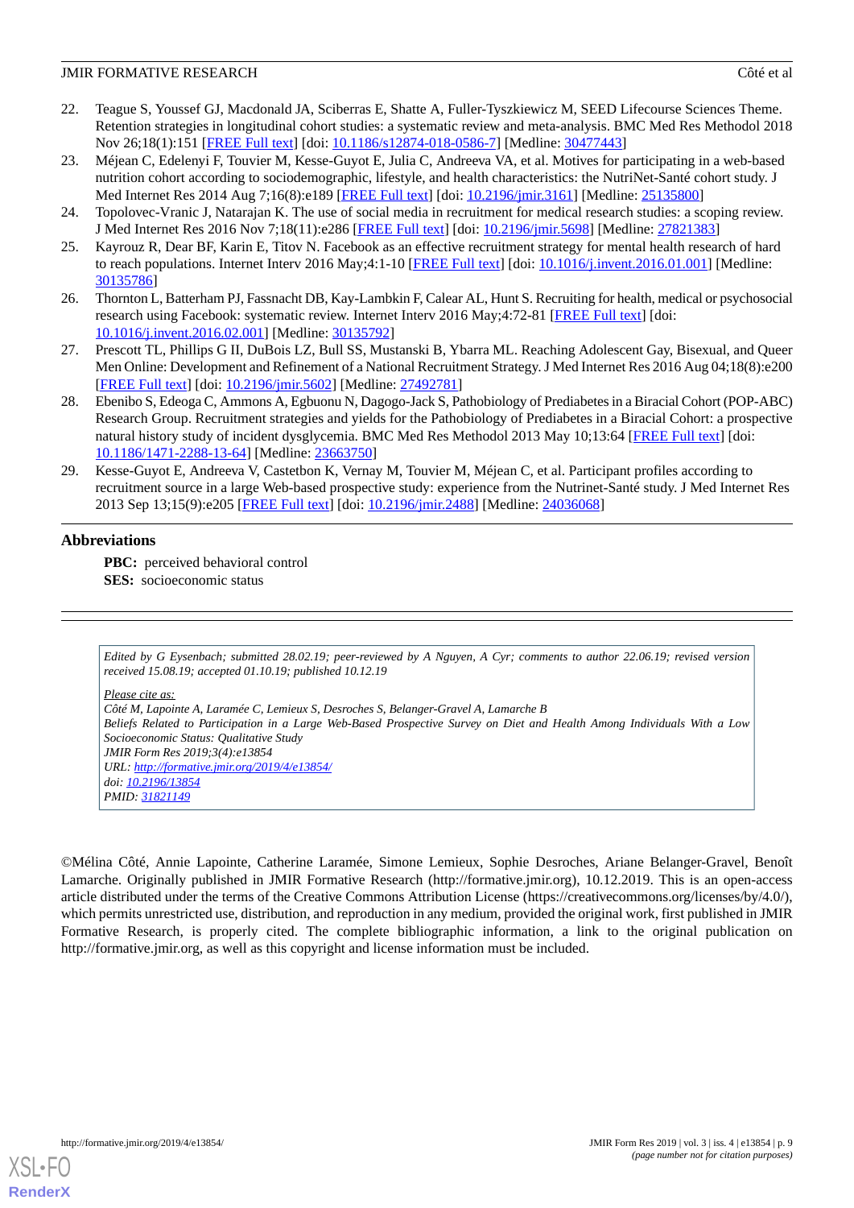22. Teague S, Youssef GJ, Macdonald JA, Sciberras E, Shatte A, Fuller-Tyszkiewicz M, SEED Lifecourse Sciences Theme. Retention strategies in longitudinal cohort studies: a systematic review and meta-analysis. BMC Med Res Methodol 2018 Nov 26;18(1):151 [FREE Full text] [doi: 10.1186/s12874-018-0586-7] [Medline: 30477443]
23. Méjean C, Edelenyi F, Touvier M, Kesse-Guyot E, Julia C, Andreeva VA, et al. Motives for participating in a web-based nutrition cohort according to sociodemographic, lifestyle, and health characteristics: the NutriNet-Santé cohort study. J Med Internet Res 2014 Aug 7;16(8):e189 [FREE Full text] [doi: 10.2196/jmir.3161] [Medline: 25135800]
24. Topolovec-Vranic J, Natarajan K. The use of social media in recruitment for medical research studies: a scoping review. J Med Internet Res 2016 Nov 7;18(11):e286 [FREE Full text] [doi: 10.2196/jmir.5698] [Medline: 27821383]
25. Kayrouz R, Dear BF, Karin E, Titov N. Facebook as an effective recruitment strategy for mental health research of hard to reach populations. Internet Interv 2016 May;4:1-10 [FREE Full text] [doi: 10.1016/j.invent.2016.01.001] [Medline: 30135786]
26. Thornton L, Batterham PJ, Fassnacht DB, Kay-Lambkin F, Calear AL, Hunt S. Recruiting for health, medical or psychosocial research using Facebook: systematic review. Internet Interv 2016 May;4:72-81 [FREE Full text] [doi: 10.1016/j.invent.2016.02.001] [Medline: 30135792]
27. Prescott TL, Phillips G II, DuBois LZ, Bull SS, Mustanski B, Ybarra ML. Reaching Adolescent Gay, Bisexual, and Queer Men Online: Development and Refinement of a National Recruitment Strategy. J Med Internet Res 2016 Aug 04;18(8):e200 [FREE Full text] [doi: 10.2196/jmir.5602] [Medline: 27492781]
28. Ebenibo S, Edeoga C, Ammons A, Egbuonu N, Dagogo-Jack S, Pathobiology of Prediabetes in a Biracial Cohort (POP-ABC) Research Group. Recruitment strategies and yields for the Pathobiology of Prediabetes in a Biracial Cohort: a prospective natural history study of incident dysglycemia. BMC Med Res Methodol 2013 May 10;13:64 [FREE Full text] [doi: 10.1186/1471-2288-13-64] [Medline: 23663750]
29. Kesse-Guyot E, Andreeva V, Castetbon K, Vernay M, Touvier M, Méjean C, et al. Participant profiles according to recruitment source in a large Web-based prospective study: experience from the Nutrinet-Santé study. J Med Internet Res 2013 Sep 13;15(9):e205 [FREE Full text] [doi: 10.2196/jmir.2488] [Medline: 24036068]

## Abbreviations

**PBC:** perceived behavioral control
**SES:** socioeconomic status

*Edited by G Eysenbach; submitted 28.02.19; peer-reviewed by A Nguyen, A Cyr; comments to author 22.06.19; revised version received 15.08.19; accepted 01.10.19; published 10.12.19*

*Please cite as:*
*Côté M, Lapointe A, Laramée C, Lemieux S, Desroches S, Belanger-Gravel A, Lamarche B*
*Beliefs Related to Participation in a Large Web-Based Prospective Survey on Diet and Health Among Individuals With a Low Socioeconomic Status: Qualitative Study*
*JMIR Form Res 2019;3(4):e13854*
*URL: http://formative.jmir.org/2019/4/e13854/*
*doi: 10.2196/13854*
*PMID: 31821149*

©Mélina Côté, Annie Lapointe, Catherine Laramée, Simone Lemieux, Sophie Desroches, Ariane Belanger-Gravel, Benoît Lamarche. Originally published in JMIR Formative Research (http://formative.jmir.org), 10.12.2019. This is an open-access article distributed under the terms of the Creative Commons Attribution License (https://creativecommons.org/licenses/by/4.0/), which permits unrestricted use, distribution, and reproduction in any medium, provided the original work, first published in JMIR Formative Research, is properly cited. The complete bibliographic information, a link to the original publication on http://formative.jmir.org, as well as this copyright and license information must be included.